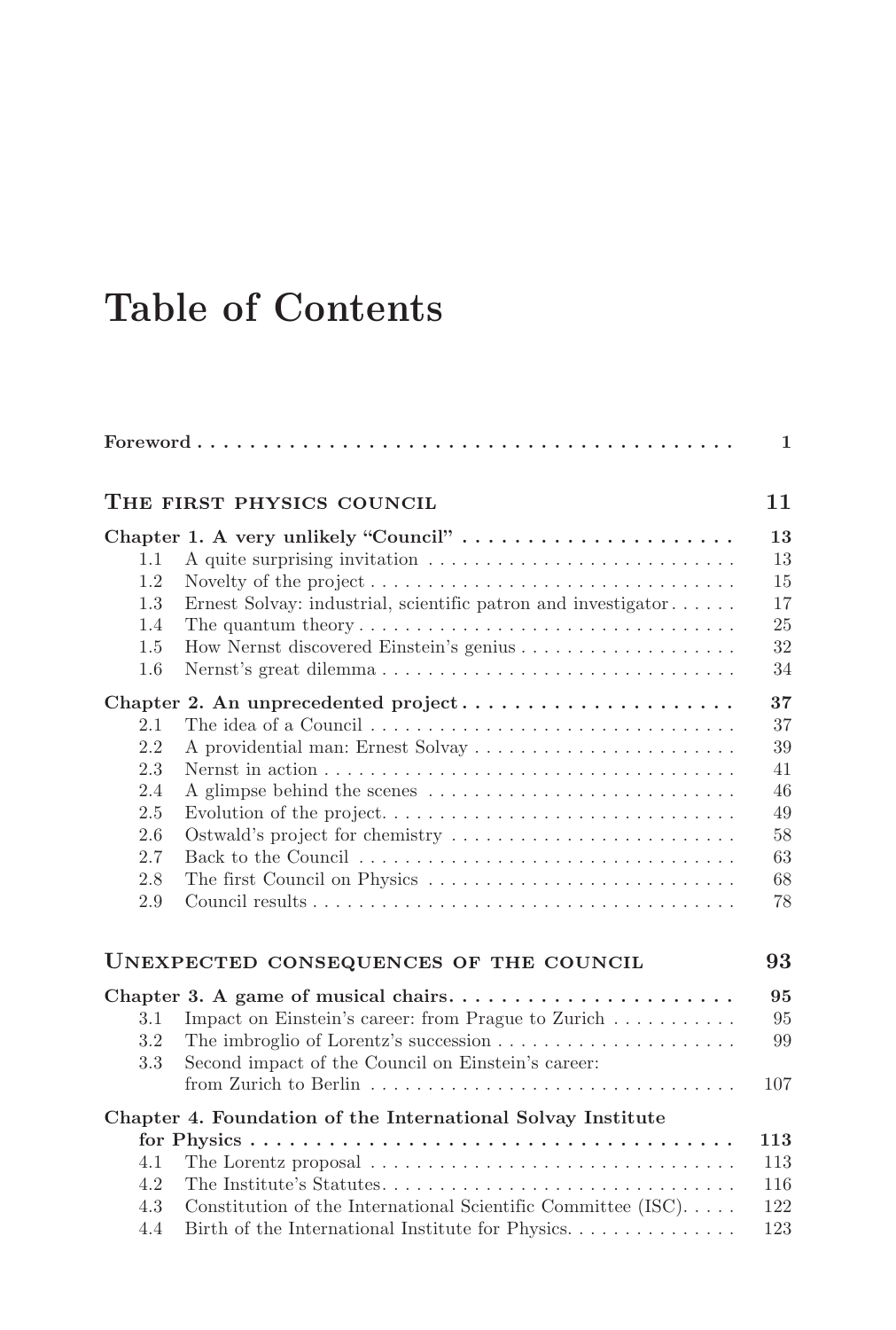# Table of Contents

**Foreword** .......... 1

## The first physics council — 11

**Chapter 1. A very unlikely "Council"** .......... **13**

- 1.1 A quite surprising invitation .......... 13
- 1.2 Novelty of the project .......... 15
- 1.3 Ernest Solvay: industrial, scientific patron and investigator .......... 17
- 1.4 The quantum theory .......... 25
- 1.5 How Nernst discovered Einstein's genius .......... 32
- 1.6 Nernst's great dilemma .......... 34

**Chapter 2. An unprecedented project** .......... **37**

- 2.1 The idea of a Council .......... 37
- 2.2 A providential man: Ernest Solvay .......... 39
- 2.3 Nernst in action .......... 41
- 2.4 A glimpse behind the scenes .......... 46
- 2.5 Evolution of the project. .......... 49
- 2.6 Ostwald's project for chemistry .......... 58
- 2.7 Back to the Council .......... 63
- 2.8 The first Council on Physics .......... 68
- 2.9 Council results .......... 78

## Unexpected consequences of the council — 93

**Chapter 3. A game of musical chairs.** .......... **95**

- 3.1 Impact on Einstein's career: from Prague to Zurich .......... 95
- 3.2 The imbroglio of Lorentz's succession .......... 99
- 3.3 Second impact of the Council on Einstein's career: from Zurich to Berlin .......... 107

**Chapter 4. Foundation of the International Solvay Institute for Physics** .......... **113**

- 4.1 The Lorentz proposal .......... 113
- 4.2 The Institute's Statutes. .......... 116
- 4.3 Constitution of the International Scientific Committee (ISC). .......... 122
- 4.4 Birth of the International Institute for Physics. .......... 123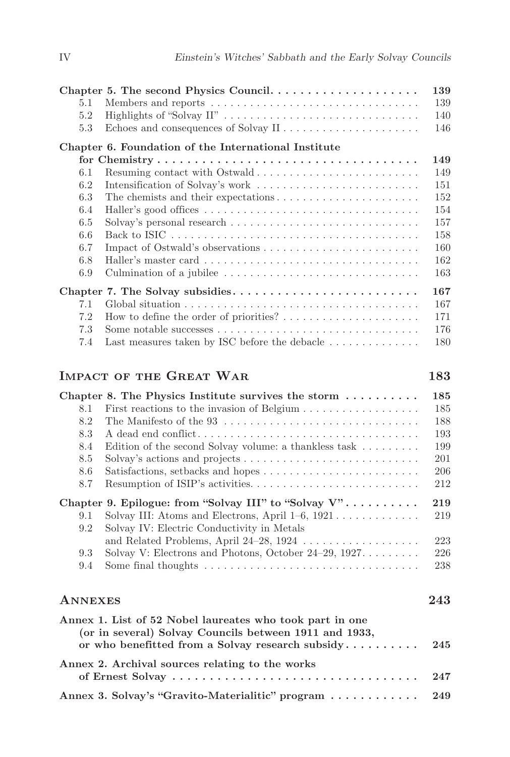**Chapter 5. The second Physics Council . . . . . . . . . . . . . . . . . . . . 139**

5.1 Members and reports . . . . . . . . . . . . . . . . . . . . . . . . . . . . . . . . 139
5.2 Highlights of "Solvay II" . . . . . . . . . . . . . . . . . . . . . . . . . . . . . . 140
5.3 Echoes and consequences of Solvay II . . . . . . . . . . . . . . . . . . . . . 146

**Chapter 6. Foundation of the International Institute for Chemistry . . . . . . . . . . . . . . . . . . . . . . . . . . . . . . . . . . . 149**

6.1 Resuming contact with Ostwald . . . . . . . . . . . . . . . . . . . . . . . . . 149
6.2 Intensification of Solvay's work . . . . . . . . . . . . . . . . . . . . . . . . . 151
6.3 The chemists and their expectations . . . . . . . . . . . . . . . . . . . . . . 152
6.4 Haller's good offices . . . . . . . . . . . . . . . . . . . . . . . . . . . . . . . . . 154
6.5 Solvay's personal research . . . . . . . . . . . . . . . . . . . . . . . . . . . . . 157
6.6 Back to ISIC . . . . . . . . . . . . . . . . . . . . . . . . . . . . . . . . . . . . . 158
6.7 Impact of Ostwald's observations . . . . . . . . . . . . . . . . . . . . . . . . 160
6.8 Haller's master card . . . . . . . . . . . . . . . . . . . . . . . . . . . . . . . . . 162
6.9 Culmination of a jubilee . . . . . . . . . . . . . . . . . . . . . . . . . . . . . . 163

**Chapter 7. The Solvay subsidies . . . . . . . . . . . . . . . . . . . . . . . . . 167**

7.1 Global situation . . . . . . . . . . . . . . . . . . . . . . . . . . . . . . . . . . . . 167
7.2 How to define the order of priorities? . . . . . . . . . . . . . . . . . . . . . 171
7.3 Some notable successes . . . . . . . . . . . . . . . . . . . . . . . . . . . . . . . 176
7.4 Last measures taken by ISC before the debacle . . . . . . . . . . . . . . 180

## Impact of the Great War 183

**Chapter 8. The Physics Institute survives the storm . . . . . . . . . . 185**

8.1 First reactions to the invasion of Belgium . . . . . . . . . . . . . . . . . . 185
8.2 The Manifesto of the 93 . . . . . . . . . . . . . . . . . . . . . . . . . . . . . . 188
8.3 A dead end conflict . . . . . . . . . . . . . . . . . . . . . . . . . . . . . . . . . . 193
8.4 Edition of the second Solvay volume: a thankless task . . . . . . . . . 199
8.5 Solvay's actions and projects . . . . . . . . . . . . . . . . . . . . . . . . . . . 201
8.6 Satisfactions, setbacks and hopes . . . . . . . . . . . . . . . . . . . . . . . . 206
8.7 Resumption of ISIP's activities . . . . . . . . . . . . . . . . . . . . . . . . . . 212

**Chapter 9. Epilogue: from "Solvay III" to "Solvay V" . . . . . . . . . . 219**

9.1 Solvay III: Atoms and Electrons, April 1–6, 1921 . . . . . . . . . . . . . 219
9.2 Solvay IV: Electric Conductivity in Metals and Related Problems, April 24–28, 1924 . . . . . . . . . . . . . . . . . . 223
9.3 Solvay V: Electrons and Photons, October 24–29, 1927 . . . . . . . . . 226
9.4 Some final thoughts . . . . . . . . . . . . . . . . . . . . . . . . . . . . . . . . . 238

## Annexes 243

**Annex 1. List of 52 Nobel laureates who took part in one (or in several) Solvay Councils between 1911 and 1933, or who benefitted from a Solvay research subsidy . . . . . . . . . . 245**

**Annex 2. Archival sources relating to the works of Ernest Solvay . . . . . . . . . . . . . . . . . . . . . . . . . . . . . . . . . 247**

**Annex 3. Solvay's "Gravito-Materialitic" program . . . . . . . . . . . . 249**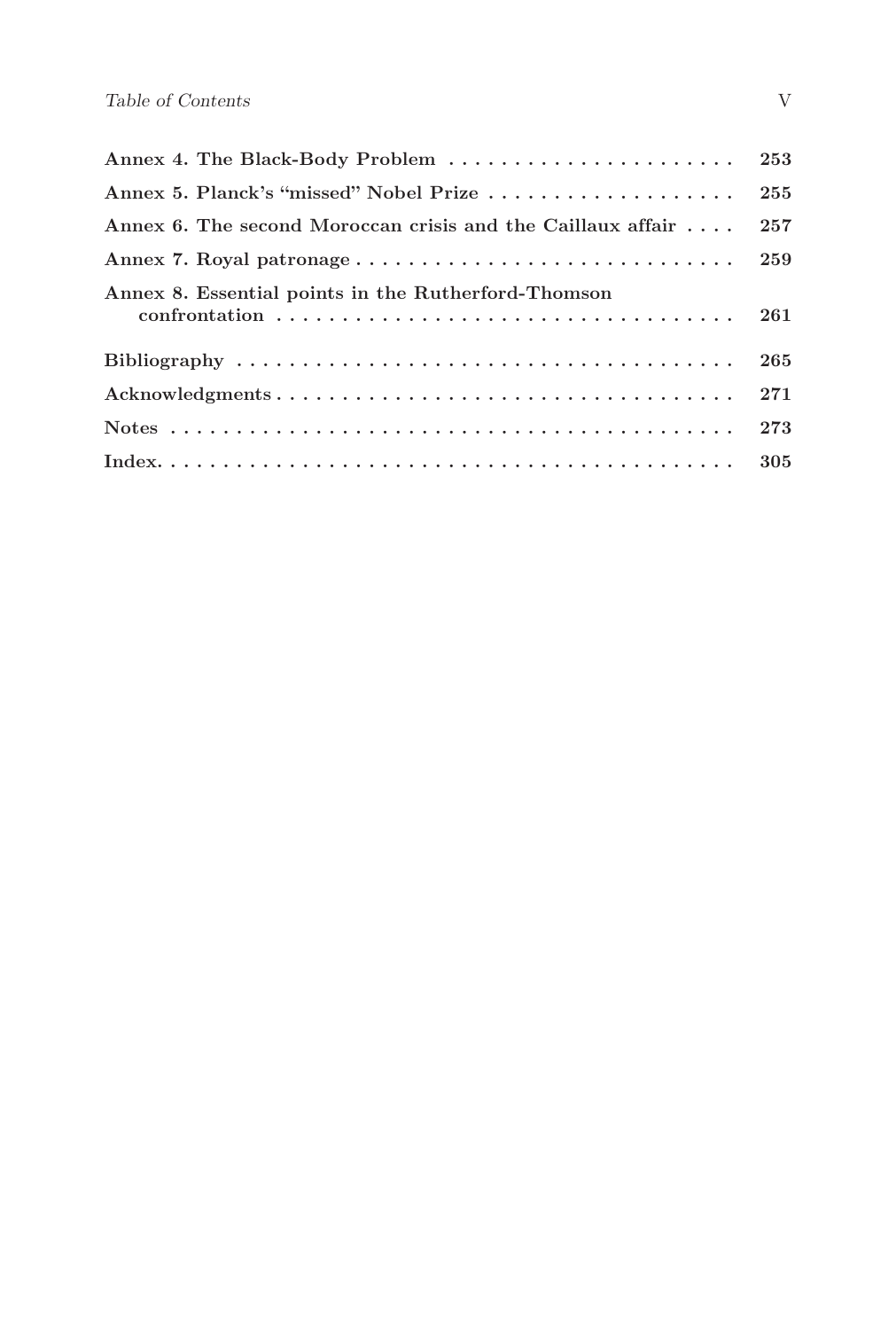**Annex 4. The Black-Body Problem** .................... 253

**Annex 5. Planck's "missed" Nobel Prize** .................... 255

**Annex 6. The second Moroccan crisis and the Caillaux affair** .... 257

**Annex 7. Royal patronage** .................... 259

**Annex 8. Essential points in the Rutherford-Thomson confrontation** .................... 261

**Bibliography** .................... 265

**Acknowledgments** .................... 271

**Notes** .................... 273

**Index** .................... 305